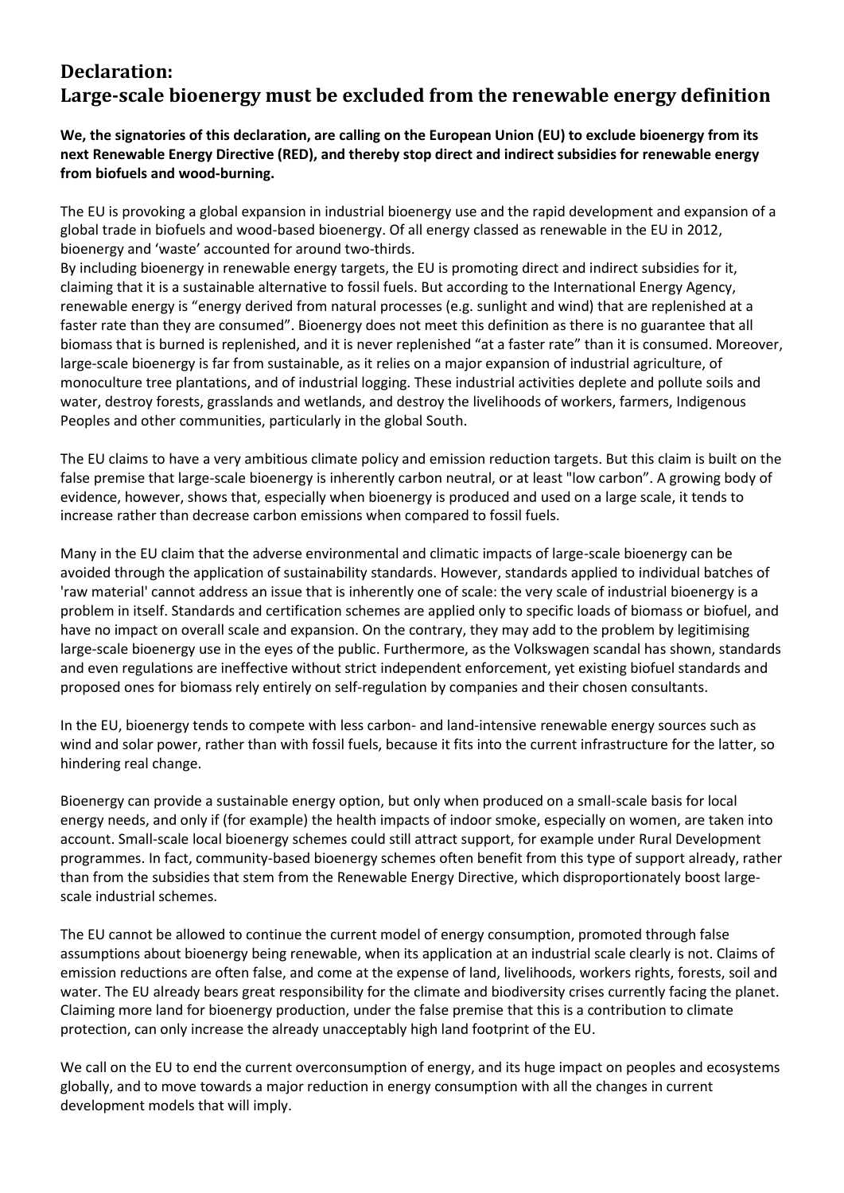# Declaration:
# Large-scale bioenergy must be excluded from the renewable energy definition

**We, the signatories of this declaration, are calling on the European Union (EU) to exclude bioenergy from its next Renewable Energy Directive (RED), and thereby stop direct and indirect subsidies for renewable energy from biofuels and wood-burning.**

The EU is provoking a global expansion in industrial bioenergy use and the rapid development and expansion of a global trade in biofuels and wood-based bioenergy. Of all energy classed as renewable in the EU in 2012, bioenergy and 'waste' accounted for around two-thirds.
By including bioenergy in renewable energy targets, the EU is promoting direct and indirect subsidies for it, claiming that it is a sustainable alternative to fossil fuels. But according to the International Energy Agency, renewable energy is "energy derived from natural processes (e.g. sunlight and wind) that are replenished at a faster rate than they are consumed". Bioenergy does not meet this definition as there is no guarantee that all biomass that is burned is replenished, and it is never replenished "at a faster rate" than it is consumed. Moreover, large-scale bioenergy is far from sustainable, as it relies on a major expansion of industrial agriculture, of monoculture tree plantations, and of industrial logging. These industrial activities deplete and pollute soils and water, destroy forests, grasslands and wetlands, and destroy the livelihoods of workers, farmers, Indigenous Peoples and other communities, particularly in the global South.

The EU claims to have a very ambitious climate policy and emission reduction targets. But this claim is built on the false premise that large-scale bioenergy is inherently carbon neutral, or at least "low carbon". A growing body of evidence, however, shows that, especially when bioenergy is produced and used on a large scale, it tends to increase rather than decrease carbon emissions when compared to fossil fuels.

Many in the EU claim that the adverse environmental and climatic impacts of large-scale bioenergy can be avoided through the application of sustainability standards. However, standards applied to individual batches of 'raw material' cannot address an issue that is inherently one of scale: the very scale of industrial bioenergy is a problem in itself. Standards and certification schemes are applied only to specific loads of biomass or biofuel, and have no impact on overall scale and expansion. On the contrary, they may add to the problem by legitimising large-scale bioenergy use in the eyes of the public. Furthermore, as the Volkswagen scandal has shown, standards and even regulations are ineffective without strict independent enforcement, yet existing biofuel standards and proposed ones for biomass rely entirely on self-regulation by companies and their chosen consultants.

In the EU, bioenergy tends to compete with less carbon- and land-intensive renewable energy sources such as wind and solar power, rather than with fossil fuels, because it fits into the current infrastructure for the latter, so hindering real change.

Bioenergy can provide a sustainable energy option, but only when produced on a small-scale basis for local energy needs, and only if (for example) the health impacts of indoor smoke, especially on women, are taken into account. Small-scale local bioenergy schemes could still attract support, for example under Rural Development programmes. In fact, community-based bioenergy schemes often benefit from this type of support already, rather than from the subsidies that stem from the Renewable Energy Directive, which disproportionately boost large-scale industrial schemes.

The EU cannot be allowed to continue the current model of energy consumption, promoted through false assumptions about bioenergy being renewable, when its application at an industrial scale clearly is not. Claims of emission reductions are often false, and come at the expense of land, livelihoods, workers rights, forests, soil and water. The EU already bears great responsibility for the climate and biodiversity crises currently facing the planet. Claiming more land for bioenergy production, under the false premise that this is a contribution to climate protection, can only increase the already unacceptably high land footprint of the EU.

We call on the EU to end the current overconsumption of energy, and its huge impact on peoples and ecosystems globally, and to move towards a major reduction in energy consumption with all the changes in current development models that will imply.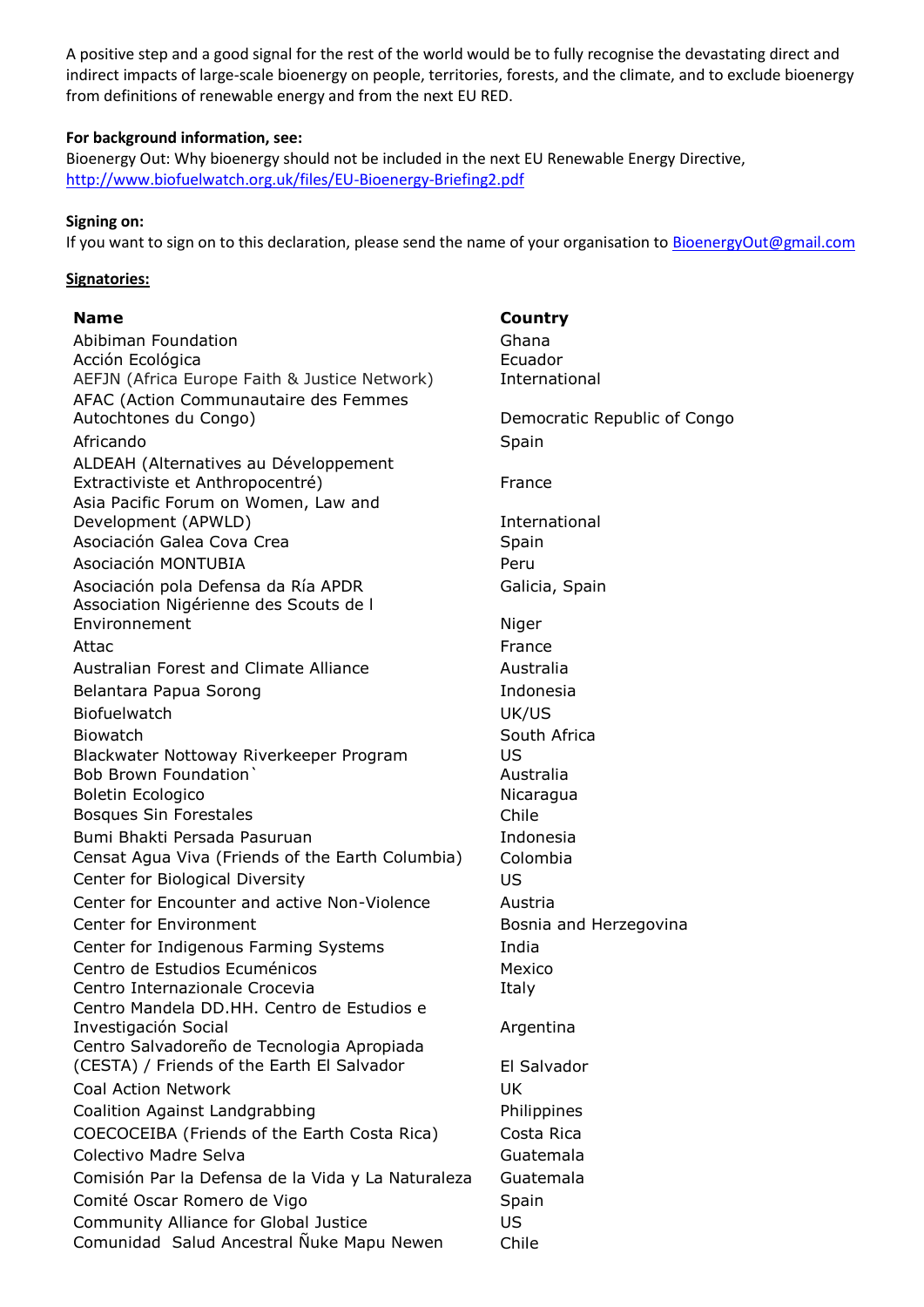A positive step and a good signal for the rest of the world would be to fully recognise the devastating direct and indirect impacts of large-scale bioenergy on people, territories, forests, and the climate, and to exclude bioenergy from definitions of renewable energy and from the next EU RED.

**For background information, see:**
Bioenergy Out: Why bioenergy should not be included in the next EU Renewable Energy Directive, http://www.biofuelwatch.org.uk/files/EU-Bioenergy-Briefing2.pdf

**Signing on:**
If you want to sign on to this declaration, please send the name of your organisation to BioenergyOut@gmail.com

**Signatories:**

| Name | Country |
|---|---|
| Abibiman Foundation | Ghana |
| Acción Ecológica | Ecuador |
| AEFJN (Africa Europe Faith & Justice Network) | International |
| AFAC (Action Communautaire des Femmes Autochtones du Congo) | Democratic Republic of Congo |
| Africando | Spain |
| ALDEAH (Alternatives au Développement Extractiviste et Anthropocentré) | France |
| Asia Pacific Forum on Women, Law and Development (APWLD) | International |
| Asociación Galea Cova Crea | Spain |
| Asociación MONTUBIA | Peru |
| Asociación pola Defensa da Ría APDR | Galicia, Spain |
| Association Nigérienne des Scouts de l Environnement | Niger |
| Attac | France |
| Australian Forest and Climate Alliance | Australia |
| Belantara Papua Sorong | Indonesia |
| Biofuelwatch | UK/US |
| Biowatch | South Africa |
| Blackwater Nottoway Riverkeeper Program | US |
| Bob Brown Foundation` | Australia |
| Boletin Ecologico | Nicaragua |
| Bosques Sin Forestales | Chile |
| Bumi Bhakti Persada Pasuruan | Indonesia |
| Censat Agua Viva (Friends of the Earth Columbia) | Colombia |
| Center for Biological Diversity | US |
| Center for Encounter and active Non-Violence | Austria |
| Center for Environment | Bosnia and Herzegovina |
| Center for Indigenous Farming Systems | India |
| Centro de Estudios Ecuménicos | Mexico |
| Centro Internazionale Crocevia | Italy |
| Centro Mandela DD.HH. Centro de Estudios e Investigación Social | Argentina |
| Centro Salvadoreño de Tecnologia Apropiada (CESTA) / Friends of the Earth El Salvador | El Salvador |
| Coal Action Network | UK |
| Coalition Against Landgrabbing | Philippines |
| COECOCEIBA (Friends of the Earth Costa Rica) | Costa Rica |
| Colectivo Madre Selva | Guatemala |
| Comisión Par la Defensa de la Vida y La Naturaleza | Guatemala |
| Comité Oscar Romero de Vigo | Spain |
| Community Alliance for Global Justice | US |
| Comunidad Salud Ancestral Ñuke Mapu Newen | Chile |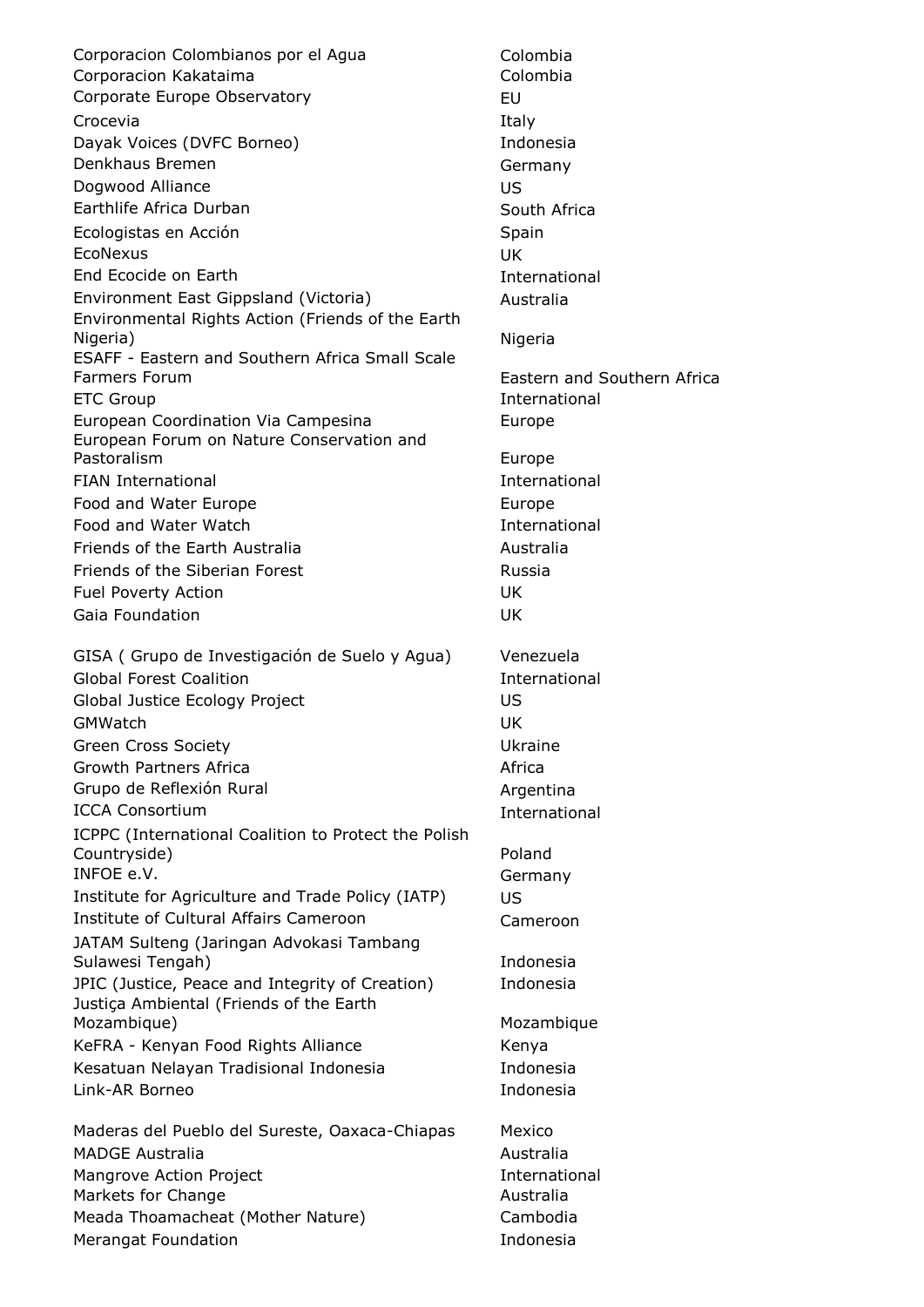| | |
|---|---|
| Corporacion Colombianos por el Agua | Colombia |
| Corporacion Kakataima | Colombia |
| Corporate Europe Observatory | EU |
| Crocevia | Italy |
| Dayak Voices (DVFC Borneo) | Indonesia |
| Denkhaus Bremen | Germany |
| Dogwood Alliance | US |
| Earthlife Africa Durban | South Africa |
| Ecologistas en Acción | Spain |
| EcoNexus | UK |
| End Ecocide on Earth | International |
| Environment East Gippsland (Victoria) | Australia |
| Environmental Rights Action (Friends of the Earth Nigeria) | Nigeria |
| ESAFF - Eastern and Southern Africa Small Scale Farmers Forum | Eastern and Southern Africa |
| ETC Group | International |
| European Coordination Via Campesina | Europe |
| European Forum on Nature Conservation and Pastoralism | Europe |
| FIAN International | International |
| Food and Water Europe | Europe |
| Food and Water Watch | International |
| Friends of the Earth Australia | Australia |
| Friends of the Siberian Forest | Russia |
| Fuel Poverty Action | UK |
| Gaia Foundation | UK |
| GISA ( Grupo de Investigación de Suelo y Agua) | Venezuela |
| Global Forest Coalition | International |
| Global Justice Ecology Project | US |
| GMWatch | UK |
| Green Cross Society | Ukraine |
| Growth Partners Africa | Africa |
| Grupo de Reflexión Rural | Argentina |
| ICCA Consortium | International |
| ICPPC (International Coalition to Protect the Polish Countryside) | Poland |
| INFOE e.V. | Germany |
| Institute for Agriculture and Trade Policy (IATP) | US |
| Institute of Cultural Affairs Cameroon | Cameroon |
| JATAM Sulteng (Jaringan Advokasi Tambang Sulawesi Tengah) | Indonesia |
| JPIC (Justice, Peace and Integrity of Creation) | Indonesia |
| Justiça Ambiental (Friends of the Earth Mozambique) | Mozambique |
| KeFRA - Kenyan Food Rights Alliance | Kenya |
| Kesatuan Nelayan Tradisional Indonesia | Indonesia |
| Link-AR Borneo | Indonesia |
| Maderas del Pueblo del Sureste, Oaxaca-Chiapas | Mexico |
| MADGE Australia | Australia |
| Mangrove Action Project | International |
| Markets for Change | Australia |
| Meada Thoamacheat (Mother Nature) | Cambodia |
| Merangat Foundation | Indonesia |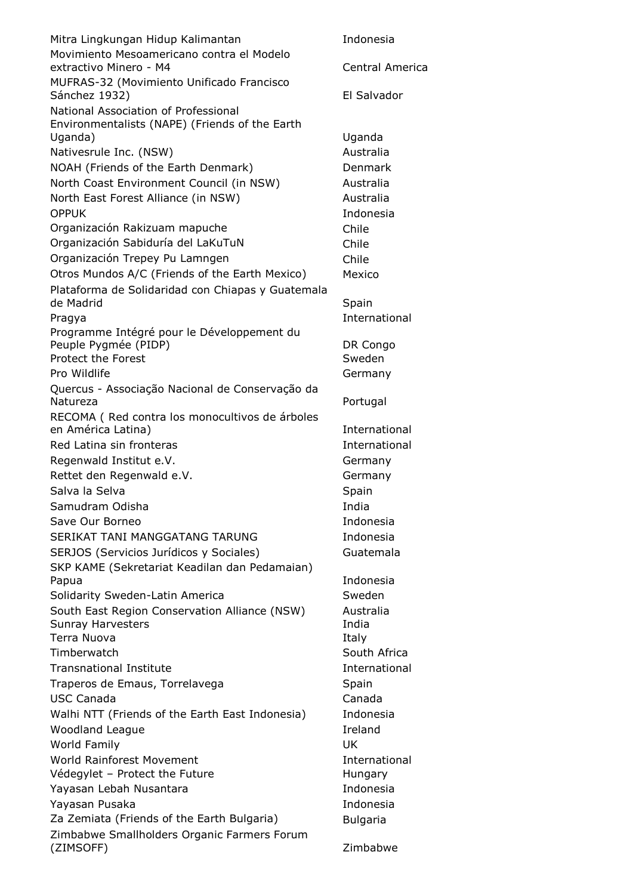| | |
|---|---|
| Mitra Lingkungan Hidup Kalimantan | Indonesia |
| Movimiento Mesoamericano contra el Modelo extractivo Minero - M4 | Central America |
| MUFRAS-32 (Movimiento Unificado Francisco Sánchez 1932) | El Salvador |
| National Association of Professional Environmentalists (NAPE) (Friends of the Earth Uganda) | Uganda |
| Nativesrule Inc. (NSW) | Australia |
| NOAH (Friends of the Earth Denmark) | Denmark |
| North Coast Environment Council (in NSW) | Australia |
| North East Forest Alliance (in NSW) | Australia |
| OPPUK | Indonesia |
| Organización Rakizuam mapuche | Chile |
| Organización Sabiduría del LaKuTuN | Chile |
| Organización Trepey Pu Lamngen | Chile |
| Otros Mundos A/C (Friends of the Earth Mexico) | Mexico |
| Plataforma de Solidaridad con Chiapas y Guatemala de Madrid | Spain |
| Pragya | International |
| Programme Intégré pour le Développement du Peuple Pygmée (PIDP) | DR Congo |
| Protect the Forest | Sweden |
| Pro Wildlife | Germany |
| Quercus - Associação Nacional de Conservação da Natureza | Portugal |
| RECOMA ( Red contra los monocultivos de árboles en América Latina) | International |
| Red Latina sin fronteras | International |
| Regenwald Institut e.V. | Germany |
| Rettet den Regenwald e.V. | Germany |
| Salva la Selva | Spain |
| Samudram Odisha | India |
| Save Our Borneo | Indonesia |
| SERIKAT TANI MANGGATANG TARUNG | Indonesia |
| SERJOS (Servicios Jurídicos y Sociales) | Guatemala |
| SKP KAME (Sekretariat Keadilan dan Pedamaian) Papua | Indonesia |
| Solidarity Sweden-Latin America | Sweden |
| South East Region Conservation Alliance (NSW) | Australia |
| Sunray Harvesters | India |
| Terra Nuova | Italy |
| Timberwatch | South Africa |
| Transnational Institute | International |
| Traperos de Emaus, Torrelavega | Spain |
| USC Canada | Canada |
| Walhi NTT (Friends of the Earth East Indonesia) | Indonesia |
| Woodland League | Ireland |
| World Family | UK |
| World Rainforest Movement | International |
| Védegylet – Protect the Future | Hungary |
| Yayasan Lebah Nusantara | Indonesia |
| Yayasan Pusaka | Indonesia |
| Za Zemiata (Friends of the Earth Bulgaria) | Bulgaria |
| Zimbabwe Smallholders Organic Farmers Forum (ZIMSOFF) | Zimbabwe |